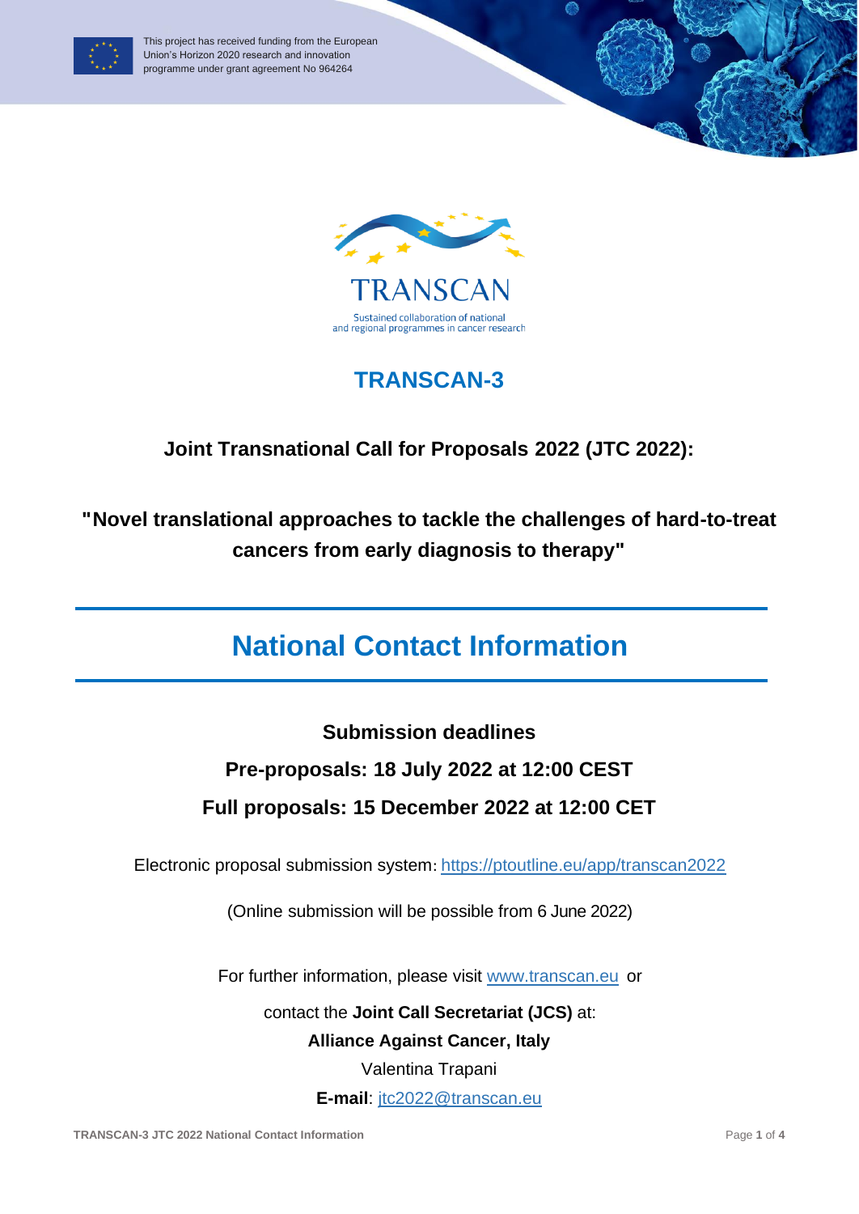This project has received funding from the European Union's Horizon 2020 research and innovation programme under grant agreement No 964264

TRANSCAN

Sustained collaboration of national and regional programmes in cancer research

# TRANSCAN-3

## Joint Transnational Call for Proposals 2022 (JTC 2022):

## "Novel translational approaches to tackle the challenges of hard-to-treat cancers from early diagnosis to therapy"

# National Contact Information

**Submission deadlines**

**Pre-proposals: 18 July 2022 at 12:00 CEST**

**Full proposals: 15 December 2022 at 12:00 CET**

Electronic proposal submission system: https://ptoutline.eu/app/transcan2022

(Online submission will be possible from 6 June 2022)

For further information, please visit www.transcan.eu or

contact the **Joint Call Secretariat (JCS)** at:

**Alliance Against Cancer, Italy**

Valentina Trapani

**E-mail**: jtc2022@transcan.eu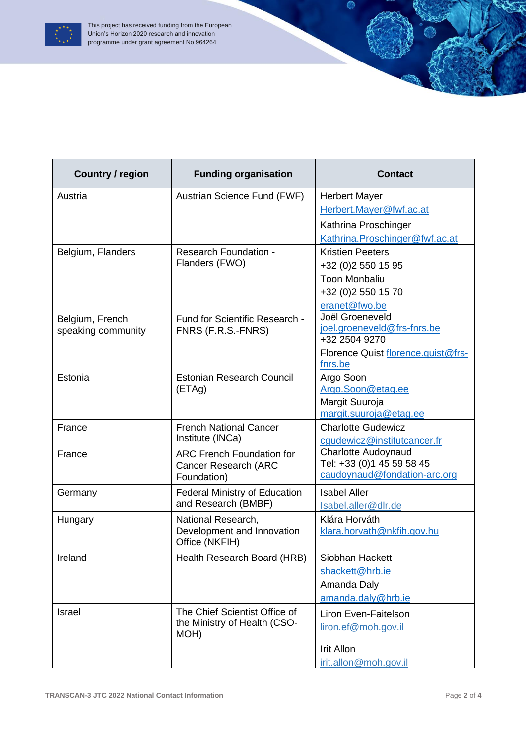| Country / region | Funding organisation | Contact |
|---|---|---|
| Austria | Austrian Science Fund (FWF) | Herbert Mayer<br>Herbert.Mayer@fwf.ac.at<br>Kathrina Proschinger<br>Kathrina.Proschinger@fwf.ac.at |
| Belgium, Flanders | Research Foundation - Flanders (FWO) | Kristien Peeters<br>+32 (0)2 550 15 95<br>Toon Monbaliu<br>+32 (0)2 550 15 70<br>eranet@fwo.be |
| Belgium, French speaking community | Fund for Scientific Research - FNRS (F.R.S.-FNRS) | Joël Groeneveld<br>joel.groeneveld@frs-fnrs.be<br>+32 2504 9270<br>Florence Quist florence.quist@frs-fnrs.be |
| Estonia | Estonian Research Council (ETAg) | Argo Soon<br>Argo.Soon@etag.ee<br>Margit Suuroja<br>margit.suuroja@etag.ee |
| France | French National Cancer Institute (INCa) | Charlotte Gudewicz<br>cgudewicz@institutcancer.fr |
| France | ARC French Foundation for Cancer Research (ARC Foundation) | Charlotte Audoynaud<br>Tel: +33 (0)1 45 59 58 45<br>caudoynaud@fondation-arc.org |
| Germany | Federal Ministry of Education and Research (BMBF) | Isabel Aller<br>Isabel.aller@dlr.de |
| Hungary | National Research, Development and Innovation Office (NKFIH) | Klára Horváth<br>klara.horvath@nkfih.gov.hu |
| Ireland | Health Research Board (HRB) | Siobhan Hackett<br>shackett@hrb.ie<br>Amanda Daly<br>amanda.daly@hrb.ie |
| Israel | The Chief Scientist Office of the Ministry of Health (CSO-MOH) | Liron Even-Faitelson<br>liron.ef@moh.gov.il<br>Irit Allon<br>irit.allon@moh.gov.il |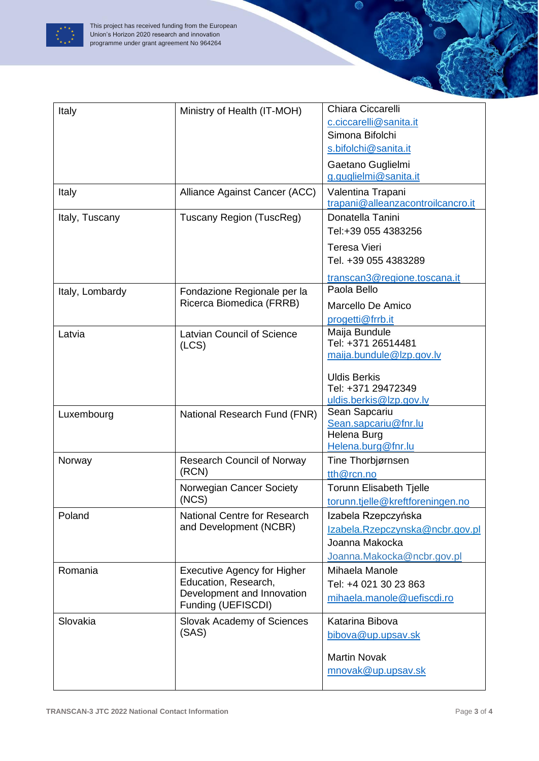| Italy | Ministry of Health (IT-MOH) | Chiara Ciccarelli<br>c.ciccarelli@sanita.it<br>Simona Bifolchi<br>s.bifolchi@sanita.it<br>Gaetano Guglielmi<br>g.guglielmi@sanita.it |
|---|---|---|
| Italy | Alliance Against Cancer (ACC) | Valentina Trapani<br>trapani@alleanzacontroilcancro.it |
| Italy, Tuscany | Tuscany Region (TuscReg) | Donatella Tanini<br>Tel:+39 055 4383256<br>Teresa Vieri<br>Tel. +39 055 4383289<br>transcan3@regione.toscana.it |
| Italy, Lombardy | Fondazione Regionale per la Ricerca Biomedica (FRRB) | Paola Bello<br>Marcello De Amico<br>progetti@frrb.it |
| Latvia | Latvian Council of Science (LCS) | Maija Bundule<br>Tel: +371 26514481<br>maija.bundule@lzp.gov.lv<br><br>Uldis Berkis<br>Tel: +371 29472349<br>uldis.berkis@lzp.gov.lv |
| Luxembourg | National Research Fund (FNR) | Sean Sapcariu<br>Sean.sapcariu@fnr.lu<br>Helena Burg<br>Helena.burg@fnr.lu |
| Norway | Research Council of Norway (RCN) | Tine Thorbjørnsen<br>tth@rcn.no |
| | Norwegian Cancer Society (NCS) | Torunn Elisabeth Tjelle<br>torunn.tjelle@kreftforeningen.no |
| Poland | National Centre for Research and Development (NCBR) | Izabela Rzepczyńska<br>Izabela.Rzepczynska@ncbr.gov.pl<br>Joanna Makocka<br>Joanna.Makocka@ncbr.gov.pl |
| Romania | Executive Agency for Higher Education, Research, Development and Innovation Funding (UEFISCDI) | Mihaela Manole<br>Tel: +4 021 30 23 863<br>mihaela.manole@uefiscdi.ro |
| Slovakia | Slovak Academy of Sciences (SAS) | Katarina Bibova<br>bibova@up.upsav.sk<br><br>Martin Novak<br>mnovak@up.upsav.sk |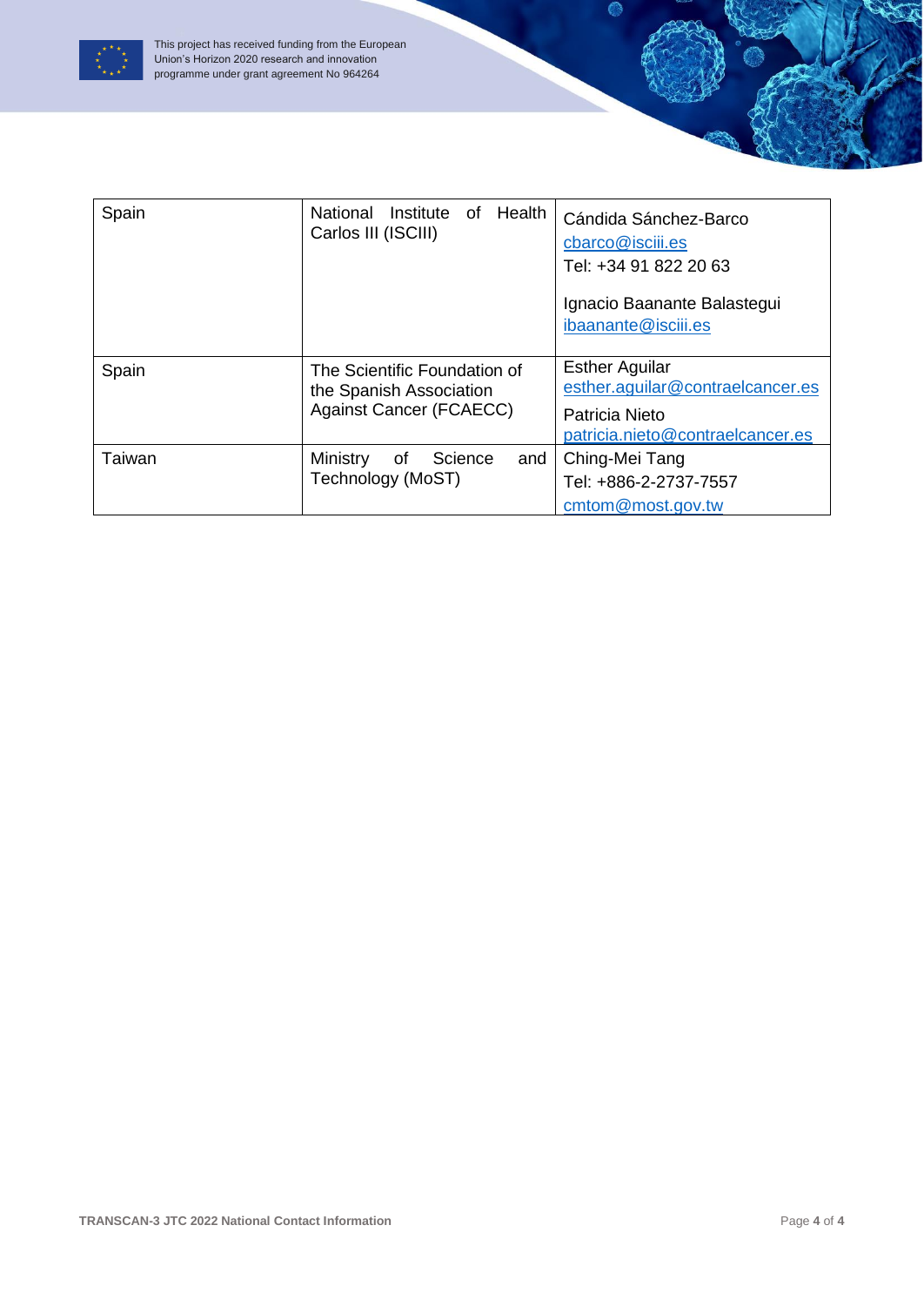| | | |
|---|---|---|
| Spain | National Institute of Health Carlos III (ISCIII) | Cándida Sánchez-Barco<br>cbarco@isciii.es<br>Tel: +34 91 822 20 63<br><br>Ignacio Baanante Balastegui<br>ibaanante@isciii.es |
| Spain | The Scientific Foundation of the Spanish Association Against Cancer (FCAECC) | Esther Aguilar<br>esther.aguilar@contraelcancer.es<br>Patricia Nieto<br>patricia.nieto@contraelcancer.es |
| Taiwan | Ministry of Science and Technology (MoST) | Ching-Mei Tang<br>Tel: +886-2-2737-7557<br>cmtom@most.gov.tw |